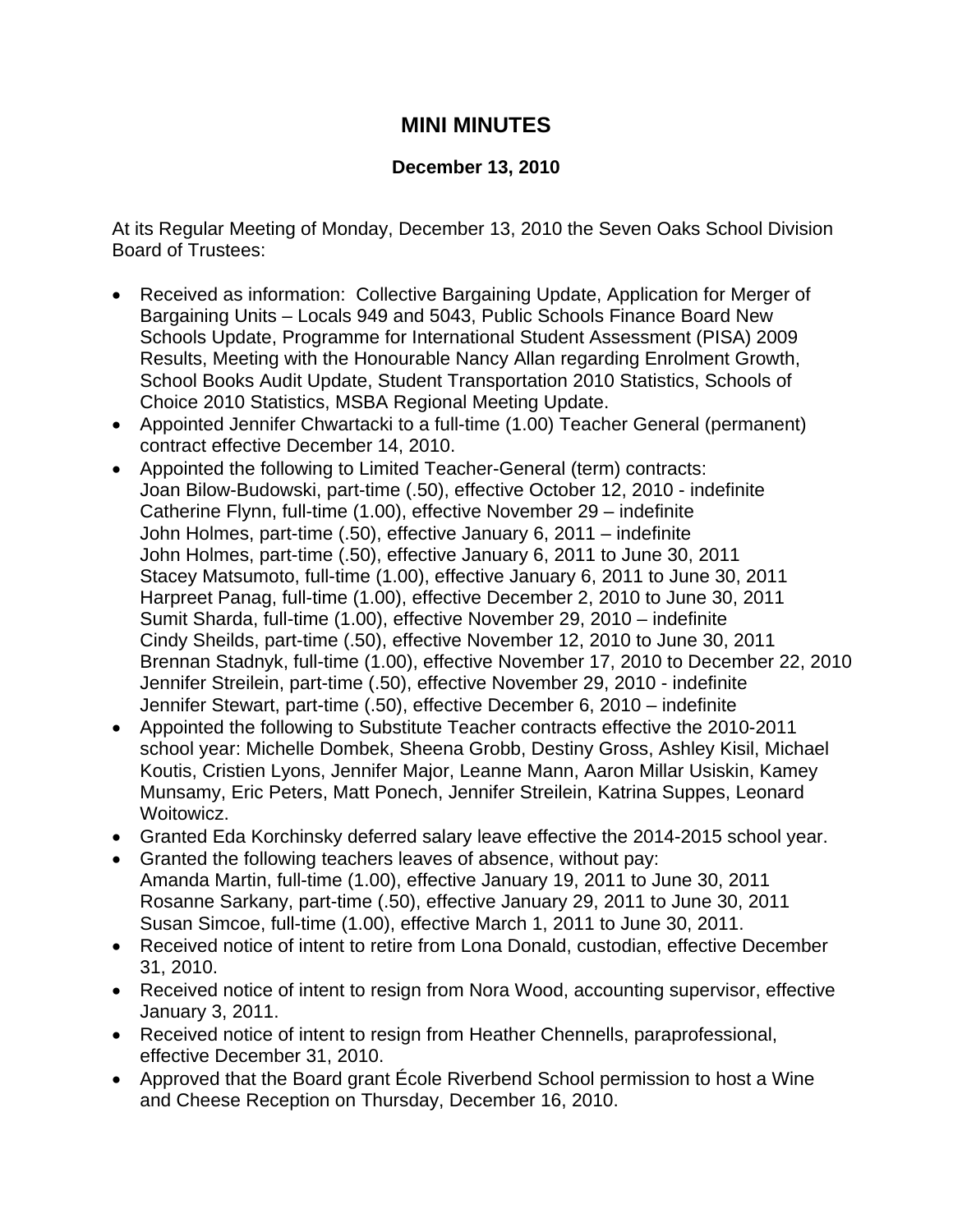# MINI MINUTES

**December 13, 2010**

At its Regular Meeting of Monday, December 13, 2010 the Seven Oaks School Division Board of Trustees:

- Received as information: Collective Bargaining Update, Application for Merger of Bargaining Units – Locals 949 and 5043, Public Schools Finance Board New Schools Update, Programme for International Student Assessment (PISA) 2009 Results, Meeting with the Honourable Nancy Allan regarding Enrolment Growth, School Books Audit Update, Student Transportation 2010 Statistics, Schools of Choice 2010 Statistics, MSBA Regional Meeting Update.
- Appointed Jennifer Chwartacki to a full-time (1.00) Teacher General (permanent) contract effective December 14, 2010.
- Appointed the following to Limited Teacher-General (term) contracts:
  Joan Bilow-Budowski, part-time (.50), effective October 12, 2010 - indefinite
  Catherine Flynn, full-time (1.00), effective November 29 – indefinite
  John Holmes, part-time (.50), effective January 6, 2011 – indefinite
  John Holmes, part-time (.50), effective January 6, 2011 to June 30, 2011
  Stacey Matsumoto, full-time (1.00), effective January 6, 2011 to June 30, 2011
  Harpreet Panag, full-time (1.00), effective December 2, 2010 to June 30, 2011
  Sumit Sharda, full-time (1.00), effective November 29, 2010 – indefinite
  Cindy Sheilds, part-time (.50), effective November 12, 2010 to June 30, 2011
  Brennan Stadnyk, full-time (1.00), effective November 17, 2010 to December 22, 2010
  Jennifer Streilein, part-time (.50), effective November 29, 2010 - indefinite
  Jennifer Stewart, part-time (.50), effective December 6, 2010 – indefinite
- Appointed the following to Substitute Teacher contracts effective the 2010-2011 school year: Michelle Dombek, Sheena Grobb, Destiny Gross, Ashley Kisil, Michael Koutis, Cristien Lyons, Jennifer Major, Leanne Mann, Aaron Millar Usiskin, Kamey Munsamy, Eric Peters, Matt Ponech, Jennifer Streilein, Katrina Suppes, Leonard Woitowicz.
- Granted Eda Korchinsky deferred salary leave effective the 2014-2015 school year.
- Granted the following teachers leaves of absence, without pay:
  Amanda Martin, full-time (1.00), effective January 19, 2011 to June 30, 2011
  Rosanne Sarkany, part-time (.50), effective January 29, 2011 to June 30, 2011
  Susan Simcoe, full-time (1.00), effective March 1, 2011 to June 30, 2011.
- Received notice of intent to retire from Lona Donald, custodian, effective December 31, 2010.
- Received notice of intent to resign from Nora Wood, accounting supervisor, effective January 3, 2011.
- Received notice of intent to resign from Heather Chennells, paraprofessional, effective December 31, 2010.
- Approved that the Board grant École Riverbend School permission to host a Wine and Cheese Reception on Thursday, December 16, 2010.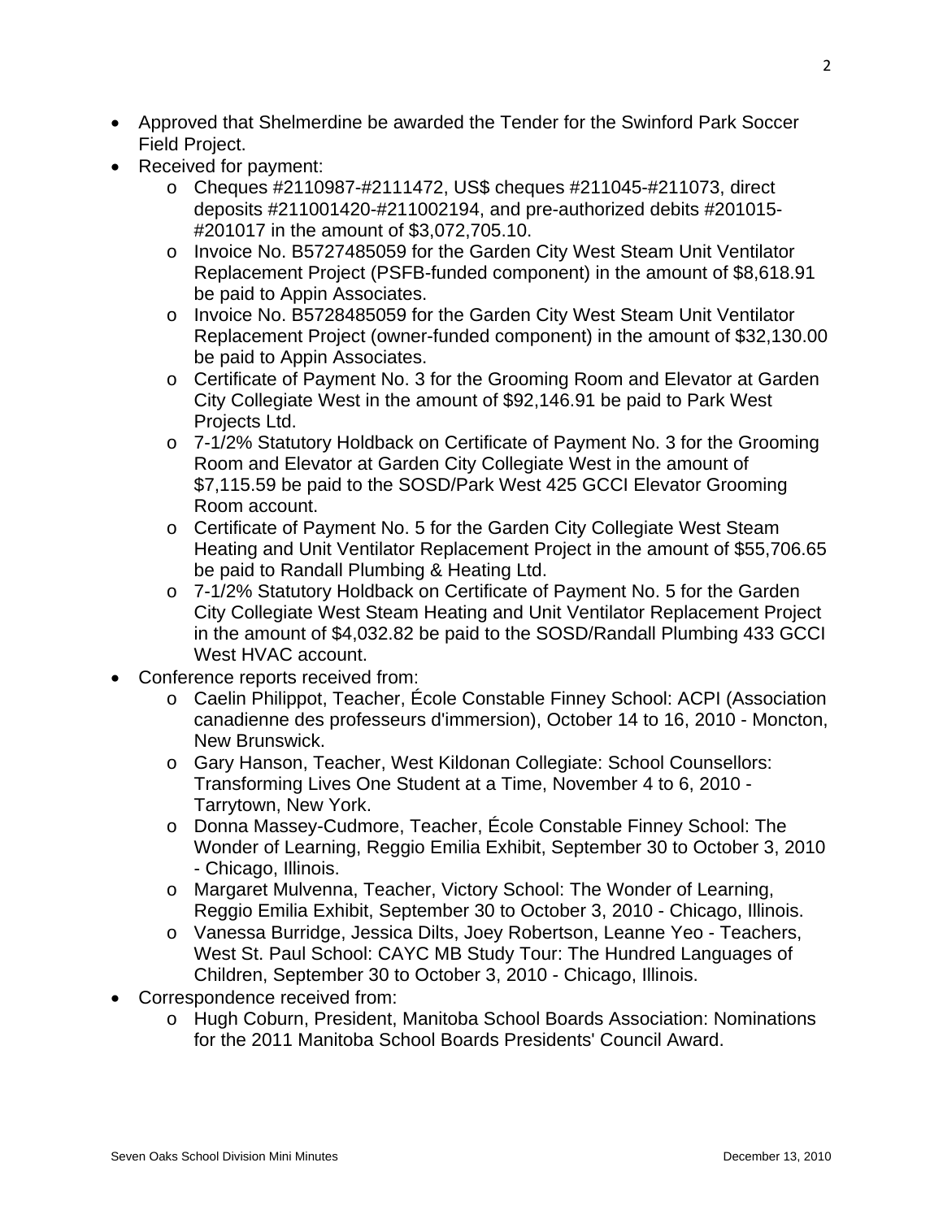- Approved that Shelmerdine be awarded the Tender for the Swinford Park Soccer Field Project.
- Received for payment:
  - Cheques #2110987-#2111472, US$ cheques #211045-#211073, direct deposits #211001420-#211002194, and pre-authorized debits #201015-#201017 in the amount of $3,072,705.10.
  - Invoice No. B5727485059 for the Garden City West Steam Unit Ventilator Replacement Project (PSFB-funded component) in the amount of $8,618.91 be paid to Appin Associates.
  - Invoice No. B5728485059 for the Garden City West Steam Unit Ventilator Replacement Project (owner-funded component) in the amount of $32,130.00 be paid to Appin Associates.
  - Certificate of Payment No. 3 for the Grooming Room and Elevator at Garden City Collegiate West in the amount of $92,146.91 be paid to Park West Projects Ltd.
  - 7-1/2% Statutory Holdback on Certificate of Payment No. 3 for the Grooming Room and Elevator at Garden City Collegiate West in the amount of $7,115.59 be paid to the SOSD/Park West 425 GCCI Elevator Grooming Room account.
  - Certificate of Payment No. 5 for the Garden City Collegiate West Steam Heating and Unit Ventilator Replacement Project in the amount of $55,706.65 be paid to Randall Plumbing & Heating Ltd.
  - 7-1/2% Statutory Holdback on Certificate of Payment No. 5 for the Garden City Collegiate West Steam Heating and Unit Ventilator Replacement Project in the amount of $4,032.82 be paid to the SOSD/Randall Plumbing 433 GCCI West HVAC account.
- Conference reports received from:
  - Caelin Philippot, Teacher, École Constable Finney School: ACPI (Association canadienne des professeurs d'immersion), October 14 to 16, 2010 - Moncton, New Brunswick.
  - Gary Hanson, Teacher, West Kildonan Collegiate: School Counsellors: Transforming Lives One Student at a Time, November 4 to 6, 2010 - Tarrytown, New York.
  - Donna Massey-Cudmore, Teacher, École Constable Finney School: The Wonder of Learning, Reggio Emilia Exhibit, September 30 to October 3, 2010 - Chicago, Illinois.
  - Margaret Mulvenna, Teacher, Victory School: The Wonder of Learning, Reggio Emilia Exhibit, September 30 to October 3, 2010 - Chicago, Illinois.
  - Vanessa Burridge, Jessica Dilts, Joey Robertson, Leanne Yeo - Teachers, West St. Paul School: CAYC MB Study Tour: The Hundred Languages of Children, September 30 to October 3, 2010 - Chicago, Illinois.
- Correspondence received from:
  - Hugh Coburn, President, Manitoba School Boards Association: Nominations for the 2011 Manitoba School Boards Presidents' Council Award.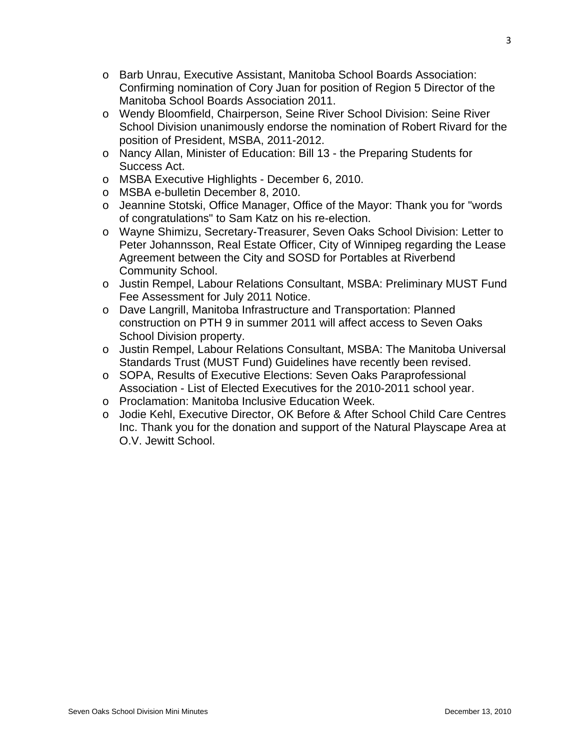- Barb Unrau, Executive Assistant, Manitoba School Boards Association: Confirming nomination of Cory Juan for position of Region 5 Director of the Manitoba School Boards Association 2011.
- Wendy Bloomfield, Chairperson, Seine River School Division: Seine River School Division unanimously endorse the nomination of Robert Rivard for the position of President, MSBA, 2011-2012.
- Nancy Allan, Minister of Education: Bill 13 - the Preparing Students for Success Act.
- MSBA Executive Highlights - December 6, 2010.
- MSBA e-bulletin December 8, 2010.
- Jeannine Stotski, Office Manager, Office of the Mayor: Thank you for "words of congratulations" to Sam Katz on his re-election.
- Wayne Shimizu, Secretary-Treasurer, Seven Oaks School Division: Letter to Peter Johannsson, Real Estate Officer, City of Winnipeg regarding the Lease Agreement between the City and SOSD for Portables at Riverbend Community School.
- Justin Rempel, Labour Relations Consultant, MSBA: Preliminary MUST Fund Fee Assessment for July 2011 Notice.
- Dave Langrill, Manitoba Infrastructure and Transportation: Planned construction on PTH 9 in summer 2011 will affect access to Seven Oaks School Division property.
- Justin Rempel, Labour Relations Consultant, MSBA: The Manitoba Universal Standards Trust (MUST Fund) Guidelines have recently been revised.
- SOPA, Results of Executive Elections: Seven Oaks Paraprofessional Association - List of Elected Executives for the 2010-2011 school year.
- Proclamation: Manitoba Inclusive Education Week.
- Jodie Kehl, Executive Director, OK Before & After School Child Care Centres Inc. Thank you for the donation and support of the Natural Playscape Area at O.V. Jewitt School.